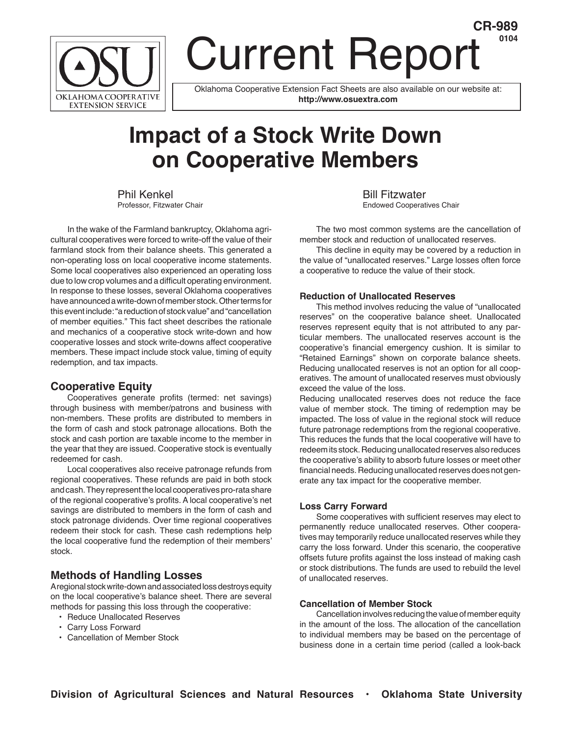CR-989
0104

# Current Report

Oklahoma Cooperative Extension Fact Sheets are also available on our website at: **http://www.osuextra.com**

# Impact of a Stock Write Down on Cooperative Members

Phil Kenkel
Professor, Fitzwater Chair

Bill Fitzwater
Endowed Cooperatives Chair

In the wake of the Farmland bankruptcy, Oklahoma agricultural cooperatives were forced to write-off the value of their farmland stock from their balance sheets. This generated a non-operating loss on local cooperative income statements. Some local cooperatives also experienced an operating loss due to low crop volumes and a difficult operating environment. In response to these losses, several Oklahoma cooperatives have announced a write-down of member stock. Other terms for this event include: "a reduction of stock value" and "cancellation of member equities." This fact sheet describes the rationale and mechanics of a cooperative stock write-down and how cooperative losses and stock write-downs affect cooperative members. These impact include stock value, timing of equity redemption, and tax impacts.

## Cooperative Equity

Cooperatives generate profits (termed: net savings) through business with member/patrons and business with non-members. These profits are distributed to members in the form of cash and stock patronage allocations. Both the stock and cash portion are taxable income to the member in the year that they are issued. Cooperative stock is eventually redeemed for cash.

Local cooperatives also receive patronage refunds from regional cooperatives. These refunds are paid in both stock and cash. They represent the local cooperatives pro-rata share of the regional cooperative's profits. A local cooperative's net savings are distributed to members in the form of cash and stock patronage dividends. Over time regional cooperatives redeem their stock for cash. These cash redemptions help the local cooperative fund the redemption of their members' stock.

## Methods of Handling Losses

A regional stock write-down and associated loss destroys equity on the local cooperative's balance sheet. There are several methods for passing this loss through the cooperative:

- Reduce Unallocated Reserves
- Carry Loss Forward
- Cancellation of Member Stock

The two most common systems are the cancellation of member stock and reduction of unallocated reserves.

This decline in equity may be covered by a reduction in the value of "unallocated reserves." Large losses often force a cooperative to reduce the value of their stock.

### Reduction of Unallocated Reserves

This method involves reducing the value of "unallocated reserves" on the cooperative balance sheet. Unallocated reserves represent equity that is not attributed to any particular members. The unallocated reserves account is the cooperative's financial emergency cushion. It is similar to "Retained Earnings" shown on corporate balance sheets. Reducing unallocated reserves is not an option for all cooperatives. The amount of unallocated reserves must obviously exceed the value of the loss.

Reducing unallocated reserves does not reduce the face value of member stock. The timing of redemption may be impacted. The loss of value in the regional stock will reduce future patronage redemptions from the regional cooperative. This reduces the funds that the local cooperative will have to redeem its stock. Reducing unallocated reserves also reduces the cooperative's ability to absorb future losses or meet other financial needs. Reducing unallocated reserves does not generate any tax impact for the cooperative member.

### Loss Carry Forward

Some cooperatives with sufficient reserves may elect to permanently reduce unallocated reserves. Other cooperatives may temporarily reduce unallocated reserves while they carry the loss forward. Under this scenario, the cooperative offsets future profits against the loss instead of making cash or stock distributions. The funds are used to rebuild the level of unallocated reserves.

### Cancellation of Member Stock

Cancellation involves reducing the value of member equity in the amount of the loss. The allocation of the cancellation to individual members may be based on the percentage of business done in a certain time period (called a look-back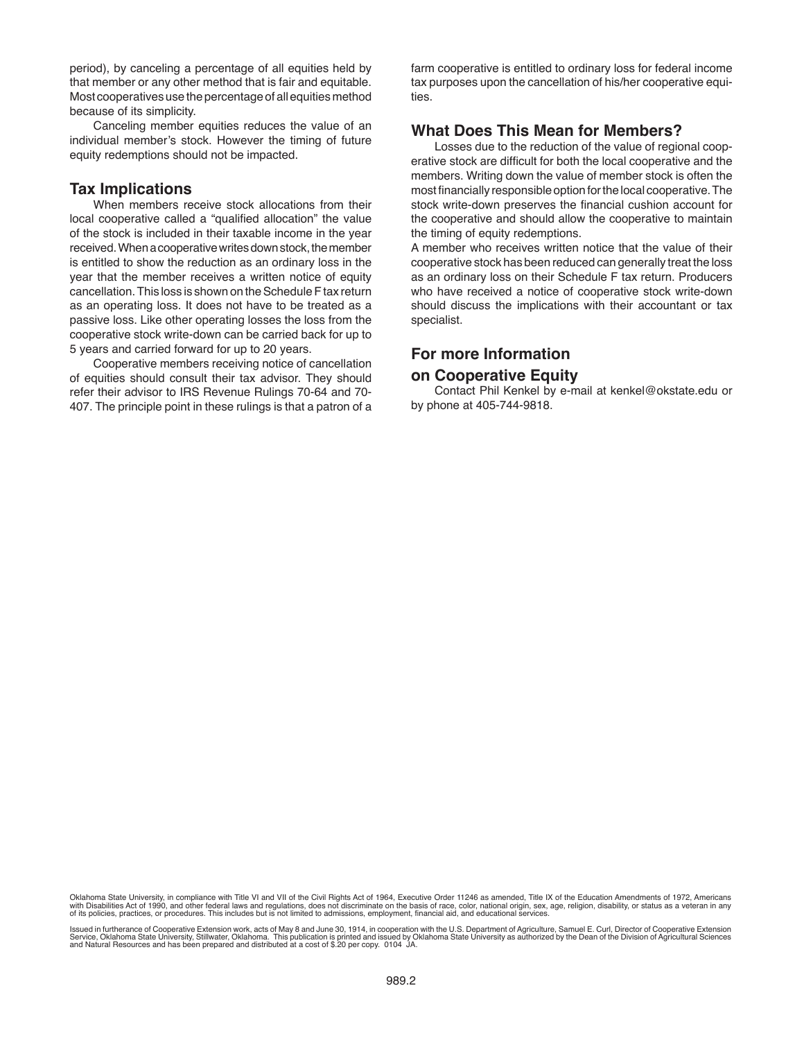period), by canceling a percentage of all equities held by that member or any other method that is fair and equitable. Most cooperatives use the percentage of all equities method because of its simplicity.

Canceling member equities reduces the value of an individual member's stock. However the timing of future equity redemptions should not be impacted.

## Tax Implications

When members receive stock allocations from their local cooperative called a "qualified allocation" the value of the stock is included in their taxable income in the year received. When a cooperative writes down stock, the member is entitled to show the reduction as an ordinary loss in the year that the member receives a written notice of equity cancellation. This loss is shown on the Schedule F tax return as an operating loss. It does not have to be treated as a passive loss. Like other operating losses the loss from the cooperative stock write-down can be carried back for up to 5 years and carried forward for up to 20 years.

Cooperative members receiving notice of cancellation of equities should consult their tax advisor. They should refer their advisor to IRS Revenue Rulings 70-64 and 70-407. The principle point in these rulings is that a patron of a farm cooperative is entitled to ordinary loss for federal income tax purposes upon the cancellation of his/her cooperative equities.

## What Does This Mean for Members?

Losses due to the reduction of the value of regional cooperative stock are difficult for both the local cooperative and the members. Writing down the value of member stock is often the most financially responsible option for the local cooperative. The stock write-down preserves the financial cushion account for the cooperative and should allow the cooperative to maintain the timing of equity redemptions.

A member who receives written notice that the value of their cooperative stock has been reduced can generally treat the loss as an ordinary loss on their Schedule F tax return. Producers who have received a notice of cooperative stock write-down should discuss the implications with their accountant or tax specialist.

## For more Information on Cooperative Equity

Contact Phil Kenkel by e-mail at kenkel@okstate.edu or by phone at 405-744-9818.

Oklahoma State University, in compliance with Title VI and VII of the Civil Rights Act of 1964, Executive Order 11246 as amended, Title IX of the Education Amendments of 1972, Americans with Disabilities Act of 1990, and other federal laws and regulations, does not discriminate on the basis of race, color, national origin, sex, age, religion, disability, or status as a veteran in any of its policies, practices, or procedures. This includes but is not limited to admissions, employment, financial aid, and educational services.

Issued in furtherance of Cooperative Extension work, acts of May 8 and June 30, 1914, in cooperation with the U.S. Department of Agriculture, Samuel E. Curl, Director of Cooperative Extension Service, Oklahoma State University, Stillwater, Oklahoma. This publication is printed and issued by Oklahoma State University as authorized by the Dean of the Division of Agricultural Sciences and Natural Resources and has been prepared and distributed at a cost of $.20 per copy. 0104 JA.